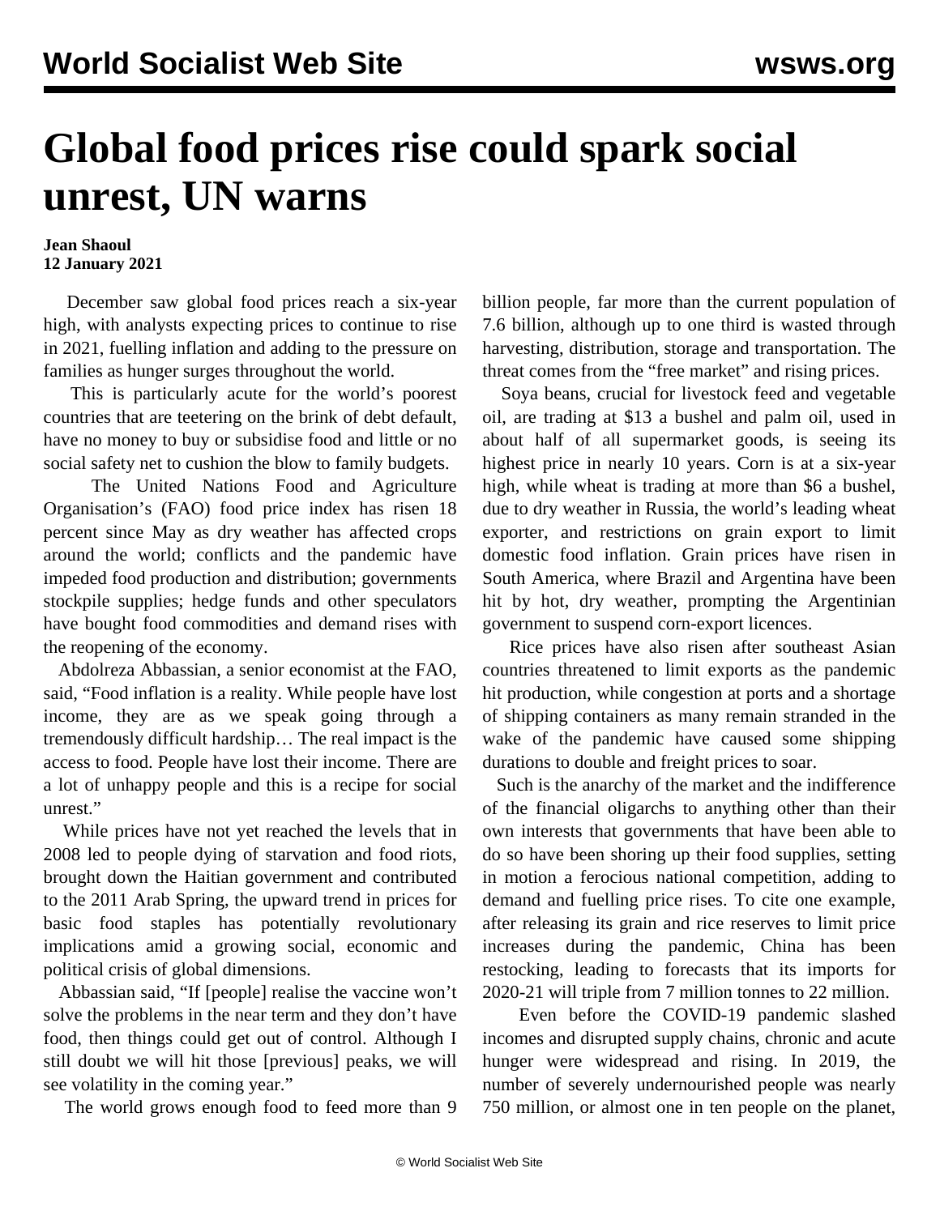# Global food prices rise could spark social unrest, UN warns

**Jean Shaoul**
**12 January 2021**

December saw global food prices reach a six-year high, with analysts expecting prices to continue to rise in 2021, fuelling inflation and adding to the pressure on families as hunger surges throughout the world.

This is particularly acute for the world's poorest countries that are teetering on the brink of debt default, have no money to buy or subsidise food and little or no social safety net to cushion the blow to family budgets.

The United Nations Food and Agriculture Organisation's (FAO) food price index has risen 18 percent since May as dry weather has affected crops around the world; conflicts and the pandemic have impeded food production and distribution; governments stockpile supplies; hedge funds and other speculators have bought food commodities and demand rises with the reopening of the economy.

Abdolreza Abbassian, a senior economist at the FAO, said, "Food inflation is a reality. While people have lost income, they are as we speak going through a tremendously difficult hardship… The real impact is the access to food. People have lost their income. There are a lot of unhappy people and this is a recipe for social unrest."

While prices have not yet reached the levels that in 2008 led to people dying of starvation and food riots, brought down the Haitian government and contributed to the 2011 Arab Spring, the upward trend in prices for basic food staples has potentially revolutionary implications amid a growing social, economic and political crisis of global dimensions.

Abbassian said, "If [people] realise the vaccine won't solve the problems in the near term and they don't have food, then things could get out of control. Although I still doubt we will hit those [previous] peaks, we will see volatility in the coming year."

The world grows enough food to feed more than 9 billion people, far more than the current population of 7.6 billion, although up to one third is wasted through harvesting, distribution, storage and transportation. The threat comes from the "free market" and rising prices.

Soya beans, crucial for livestock feed and vegetable oil, are trading at $13 a bushel and palm oil, used in about half of all supermarket goods, is seeing its highest price in nearly 10 years. Corn is at a six-year high, while wheat is trading at more than $6 a bushel, due to dry weather in Russia, the world's leading wheat exporter, and restrictions on grain export to limit domestic food inflation. Grain prices have risen in South America, where Brazil and Argentina have been hit by hot, dry weather, prompting the Argentinian government to suspend corn-export licences.

Rice prices have also risen after southeast Asian countries threatened to limit exports as the pandemic hit production, while congestion at ports and a shortage of shipping containers as many remain stranded in the wake of the pandemic have caused some shipping durations to double and freight prices to soar.

Such is the anarchy of the market and the indifference of the financial oligarchs to anything other than their own interests that governments that have been able to do so have been shoring up their food supplies, setting in motion a ferocious national competition, adding to demand and fuelling price rises. To cite one example, after releasing its grain and rice reserves to limit price increases during the pandemic, China has been restocking, leading to forecasts that its imports for 2020-21 will triple from 7 million tonnes to 22 million.

Even before the COVID-19 pandemic slashed incomes and disrupted supply chains, chronic and acute hunger were widespread and rising. In 2019, the number of severely undernourished people was nearly 750 million, or almost one in ten people on the planet,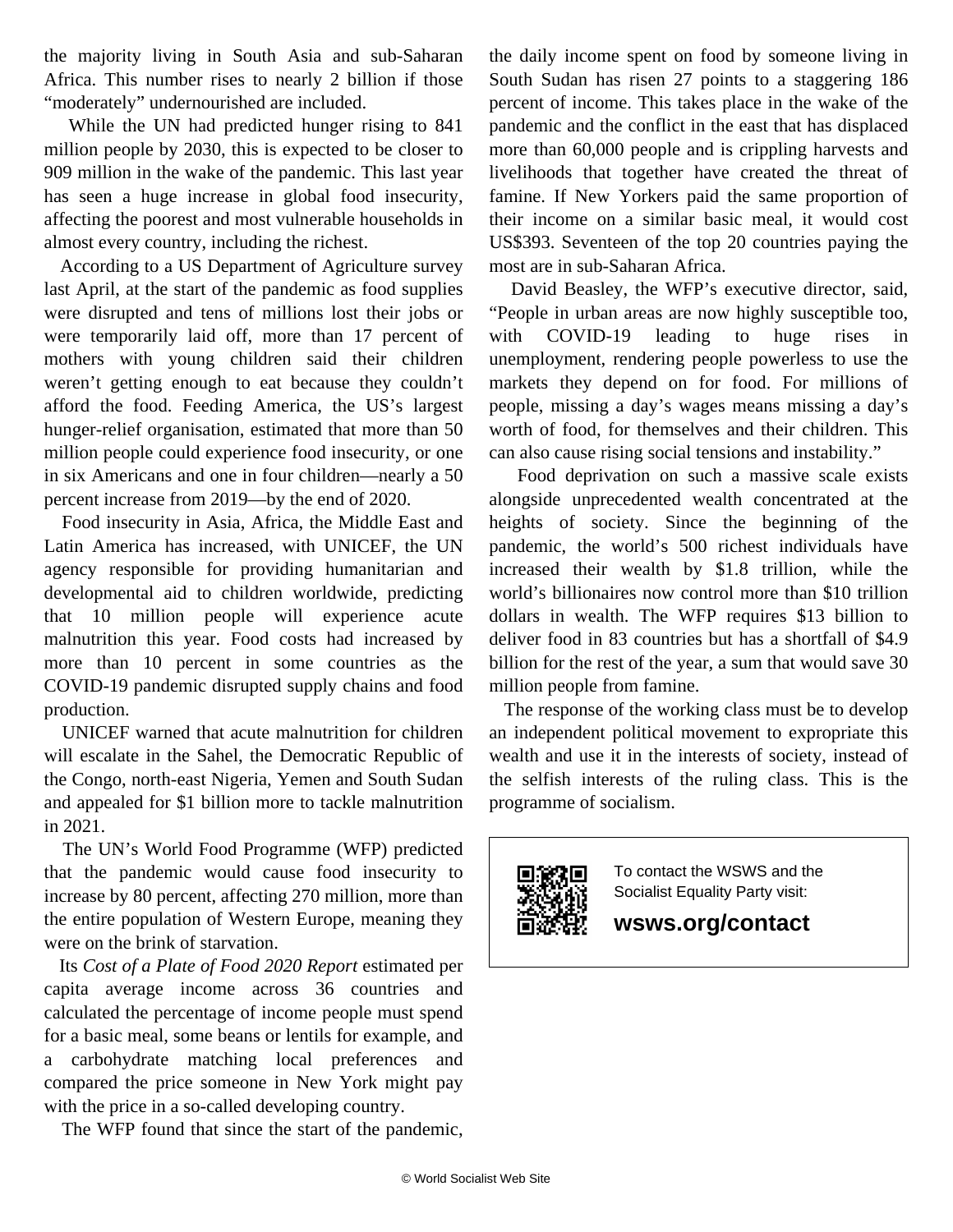the majority living in South Asia and sub-Saharan Africa. This number rises to nearly 2 billion if those "moderately" undernourished are included.

While the UN had predicted hunger rising to 841 million people by 2030, this is expected to be closer to 909 million in the wake of the pandemic. This last year has seen a huge increase in global food insecurity, affecting the poorest and most vulnerable households in almost every country, including the richest.

According to a US Department of Agriculture survey last April, at the start of the pandemic as food supplies were disrupted and tens of millions lost their jobs or were temporarily laid off, more than 17 percent of mothers with young children said their children weren't getting enough to eat because they couldn't afford the food. Feeding America, the US's largest hunger-relief organisation, estimated that more than 50 million people could experience food insecurity, or one in six Americans and one in four children—nearly a 50 percent increase from 2019—by the end of 2020.

Food insecurity in Asia, Africa, the Middle East and Latin America has increased, with UNICEF, the UN agency responsible for providing humanitarian and developmental aid to children worldwide, predicting that 10 million people will experience acute malnutrition this year. Food costs had increased by more than 10 percent in some countries as the COVID-19 pandemic disrupted supply chains and food production.

UNICEF warned that acute malnutrition for children will escalate in the Sahel, the Democratic Republic of the Congo, north-east Nigeria, Yemen and South Sudan and appealed for $1 billion more to tackle malnutrition in 2021.

The UN's World Food Programme (WFP) predicted that the pandemic would cause food insecurity to increase by 80 percent, affecting 270 million, more than the entire population of Western Europe, meaning they were on the brink of starvation.

Its *Cost of a Plate of Food 2020 Report* estimated per capita average income across 36 countries and calculated the percentage of income people must spend for a basic meal, some beans or lentils for example, and a carbohydrate matching local preferences and compared the price someone in New York might pay with the price in a so-called developing country.

The WFP found that since the start of the pandemic, the daily income spent on food by someone living in South Sudan has risen 27 points to a staggering 186 percent of income. This takes place in the wake of the pandemic and the conflict in the east that has displaced more than 60,000 people and is crippling harvests and livelihoods that together have created the threat of famine. If New Yorkers paid the same proportion of their income on a similar basic meal, it would cost US$393. Seventeen of the top 20 countries paying the most are in sub-Saharan Africa.

David Beasley, the WFP's executive director, said, "People in urban areas are now highly susceptible too, with COVID-19 leading to huge rises in unemployment, rendering people powerless to use the markets they depend on for food. For millions of people, missing a day's wages means missing a day's worth of food, for themselves and their children. This can also cause rising social tensions and instability."

Food deprivation on such a massive scale exists alongside unprecedented wealth concentrated at the heights of society. Since the beginning of the pandemic, the world's 500 richest individuals have increased their wealth by $1.8 trillion, while the world's billionaires now control more than $10 trillion dollars in wealth. The WFP requires $13 billion to deliver food in 83 countries but has a shortfall of $4.9 billion for the rest of the year, a sum that would save 30 million people from famine.

The response of the working class must be to develop an independent political movement to expropriate this wealth and use it in the interests of society, instead of the selfish interests of the ruling class. This is the programme of socialism.

To contact the WSWS and the Socialist Equality Party visit:

**wsws.org/contact**